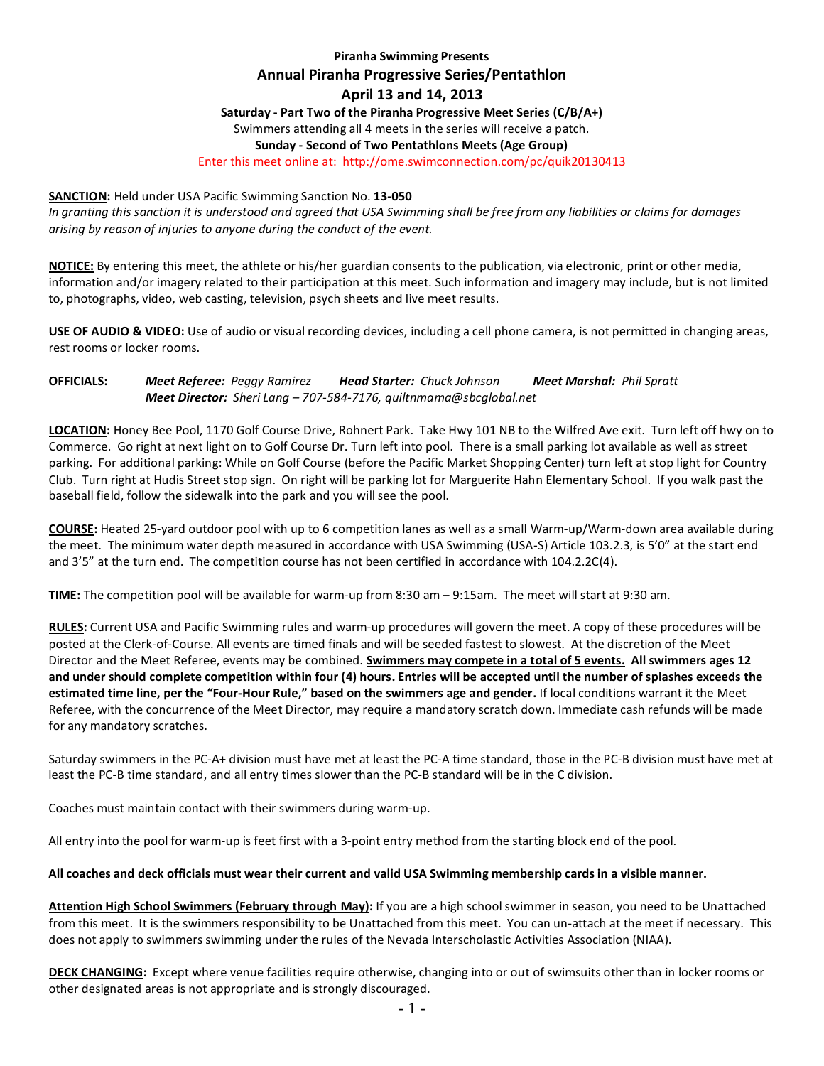**Piranha Swimming Presents**

## Annual Piranha Progressive Series/Pentathlon

## April 13 and 14, 2013

**Saturday - Part Two of the Piranha Progressive Meet Series (C/B/A+)**

Swimmers attending all 4 meets in the series will receive a patch.

**Sunday - Second of Two Pentathlons Meets (Age Group)**

Enter this meet online at: http://ome.swimconnection.com/pc/quik20130413

**SANCTION:** Held under USA Pacific Swimming Sanction No. **13-050**

*In granting this sanction it is understood and agreed that USA Swimming shall be free from any liabilities or claims for damages arising by reason of injuries to anyone during the conduct of the event.*

**NOTICE:** By entering this meet, the athlete or his/her guardian consents to the publication, via electronic, print or other media, information and/or imagery related to their participation at this meet. Such information and imagery may include, but is not limited to, photographs, video, web casting, television, psych sheets and live meet results.

**USE OF AUDIO & VIDEO:** Use of audio or visual recording devices, including a cell phone camera, is not permitted in changing areas, rest rooms or locker rooms.

**OFFICIALS:** ***Meet Referee:*** *Peggy Ramirez* ***Head Starter:*** *Chuck Johnson* ***Meet Marshal:*** *Phil Spratt*
***Meet Director:*** *Sheri Lang – 707-584-7176, quiltnmama@sbcglobal.net*

**LOCATION:** Honey Bee Pool, 1170 Golf Course Drive, Rohnert Park. Take Hwy 101 NB to the Wilfred Ave exit. Turn left off hwy on to Commerce. Go right at next light on to Golf Course Dr. Turn left into pool. There is a small parking lot available as well as street parking. For additional parking: While on Golf Course (before the Pacific Market Shopping Center) turn left at stop light for Country Club. Turn right at Hudis Street stop sign. On right will be parking lot for Marguerite Hahn Elementary School. If you walk past the baseball field, follow the sidewalk into the park and you will see the pool.

**COURSE:** Heated 25-yard outdoor pool with up to 6 competition lanes as well as a small Warm-up/Warm-down area available during the meet. The minimum water depth measured in accordance with USA Swimming (USA-S) Article 103.2.3, is 5'0" at the start end and 3'5" at the turn end. The competition course has not been certified in accordance with 104.2.2C(4).

**TIME:** The competition pool will be available for warm-up from 8:30 am – 9:15am. The meet will start at 9:30 am.

**RULES:** Current USA and Pacific Swimming rules and warm-up procedures will govern the meet. A copy of these procedures will be posted at the Clerk-of-Course. All events are timed finals and will be seeded fastest to slowest. At the discretion of the Meet Director and the Meet Referee, events may be combined. **Swimmers may compete in a total of 5 events. All swimmers ages 12 and under should complete competition within four (4) hours. Entries will be accepted until the number of splashes exceeds the estimated time line, per the "Four-Hour Rule," based on the swimmers age and gender.** If local conditions warrant it the Meet Referee, with the concurrence of the Meet Director, may require a mandatory scratch down. Immediate cash refunds will be made for any mandatory scratches.

Saturday swimmers in the PC-A+ division must have met at least the PC-A time standard, those in the PC-B division must have met at least the PC-B time standard, and all entry times slower than the PC-B standard will be in the C division.

Coaches must maintain contact with their swimmers during warm-up.

All entry into the pool for warm-up is feet first with a 3-point entry method from the starting block end of the pool.

**All coaches and deck officials must wear their current and valid USA Swimming membership cards in a visible manner.**

**Attention High School Swimmers (February through May):** If you are a high school swimmer in season, you need to be Unattached from this meet. It is the swimmers responsibility to be Unattached from this meet. You can un-attach at the meet if necessary. This does not apply to swimmers swimming under the rules of the Nevada Interscholastic Activities Association (NIAA).

**DECK CHANGING:** Except where venue facilities require otherwise, changing into or out of swimsuits other than in locker rooms or other designated areas is not appropriate and is strongly discouraged.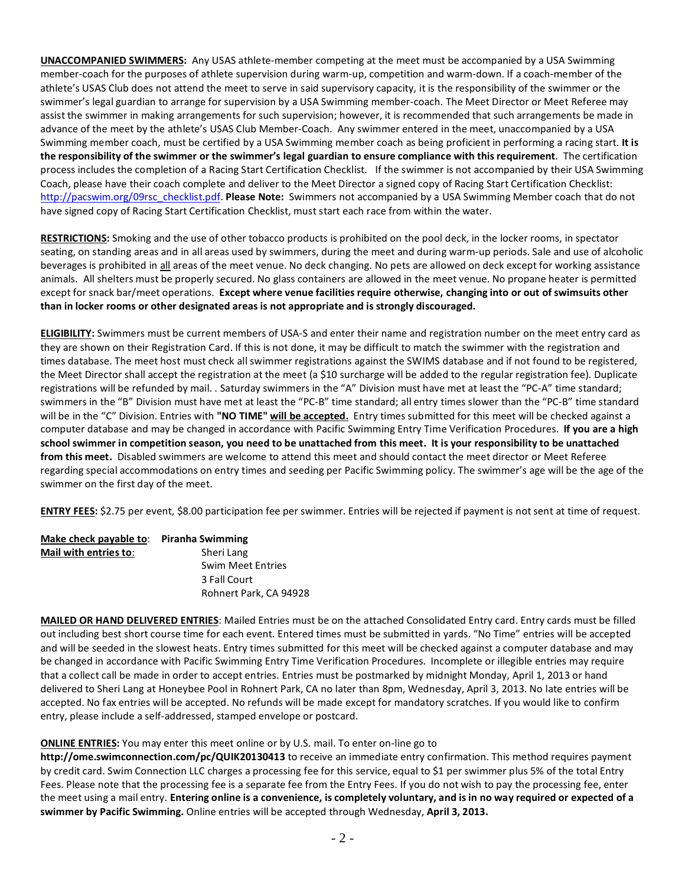**UNACCOMPANIED SWIMMERS:** Any USAS athlete-member competing at the meet must be accompanied by a USA Swimming member-coach for the purposes of athlete supervision during warm-up, competition and warm-down. If a coach-member of the athlete's USAS Club does not attend the meet to serve in said supervisory capacity, it is the responsibility of the swimmer or the swimmer's legal guardian to arrange for supervision by a USA Swimming member-coach. The Meet Director or Meet Referee may assist the swimmer in making arrangements for such supervision; however, it is recommended that such arrangements be made in advance of the meet by the athlete's USAS Club Member-Coach. Any swimmer entered in the meet, unaccompanied by a USA Swimming member coach, must be certified by a USA Swimming member coach as being proficient in performing a racing start. **It is the responsibility of the swimmer or the swimmer's legal guardian to ensure compliance with this requirement**. The certification process includes the completion of a Racing Start Certification Checklist. If the swimmer is not accompanied by their USA Swimming Coach, please have their coach complete and deliver to the Meet Director a signed copy of Racing Start Certification Checklist: http://pacswim.org/09rsc_checklist.pdf. **Please Note:** Swimmers not accompanied by a USA Swimming Member coach that do not have signed copy of Racing Start Certification Checklist, must start each race from within the water.

**RESTRICTIONS:** Smoking and the use of other tobacco products is prohibited on the pool deck, in the locker rooms, in spectator seating, on standing areas and in all areas used by swimmers, during the meet and during warm-up periods. Sale and use of alcoholic beverages is prohibited in all areas of the meet venue. No deck changing. No pets are allowed on deck except for working assistance animals. All shelters must be properly secured. No glass containers are allowed in the meet venue. No propane heater is permitted except for snack bar/meet operations. **Except where venue facilities require otherwise, changing into or out of swimsuits other than in locker rooms or other designated areas is not appropriate and is strongly discouraged.**

**ELIGIBILITY:** Swimmers must be current members of USA-S and enter their name and registration number on the meet entry card as they are shown on their Registration Card. If this is not done, it may be difficult to match the swimmer with the registration and times database. The meet host must check all swimmer registrations against the SWIMS database and if not found to be registered, the Meet Director shall accept the registration at the meet (a $10 surcharge will be added to the regular registration fee). Duplicate registrations will be refunded by mail. . Saturday swimmers in the "A" Division must have met at least the "PC-A" time standard; swimmers in the "B" Division must have met at least the "PC-B" time standard; all entry times slower than the "PC-B" time standard will be in the "C" Division. Entries with **"NO TIME" will be accepted.** Entry times submitted for this meet will be checked against a computer database and may be changed in accordance with Pacific Swimming Entry Time Verification Procedures. **If you are a high school swimmer in competition season, you need to be unattached from this meet. It is your responsibility to be unattached from this meet.** Disabled swimmers are welcome to attend this meet and should contact the meet director or Meet Referee regarding special accommodations on entry times and seeding per Pacific Swimming policy. The swimmer's age will be the age of the swimmer on the first day of the meet.

**ENTRY FEES:** $2.75 per event, $8.00 participation fee per swimmer. Entries will be rejected if payment is not sent at time of request.

**Make check payable to**: **Piranha Swimming**
**Mail with entries to**:
Sheri Lang
Swim Meet Entries
3 Fall Court
Rohnert Park, CA 94928

**MAILED OR HAND DELIVERED ENTRIES**: Mailed Entries must be on the attached Consolidated Entry card. Entry cards must be filled out including best short course time for each event. Entered times must be submitted in yards. "No Time" entries will be accepted and will be seeded in the slowest heats. Entry times submitted for this meet will be checked against a computer database and may be changed in accordance with Pacific Swimming Entry Time Verification Procedures. Incomplete or illegible entries may require that a collect call be made in order to accept entries. Entries must be postmarked by midnight Monday, April 1, 2013 or hand delivered to Sheri Lang at Honeybee Pool in Rohnert Park, CA no later than 8pm, Wednesday, April 3, 2013. No late entries will be accepted. No fax entries will be accepted. No refunds will be made except for mandatory scratches. If you would like to confirm entry, please include a self-addressed, stamped envelope or postcard.

**ONLINE ENTRIES:** You may enter this meet online or by U.S. mail. To enter on-line go to **http://ome.swimconnection.com/pc/QUIK20130413** to receive an immediate entry confirmation. This method requires payment by credit card. Swim Connection LLC charges a processing fee for this service, equal to $1 per swimmer plus 5% of the total Entry Fees. Please note that the processing fee is a separate fee from the Entry Fees. If you do not wish to pay the processing fee, enter the meet using a mail entry. **Entering online is a convenience, is completely voluntary, and is in no way required or expected of a swimmer by Pacific Swimming.** Online entries will be accepted through Wednesday, **April 3, 2013.**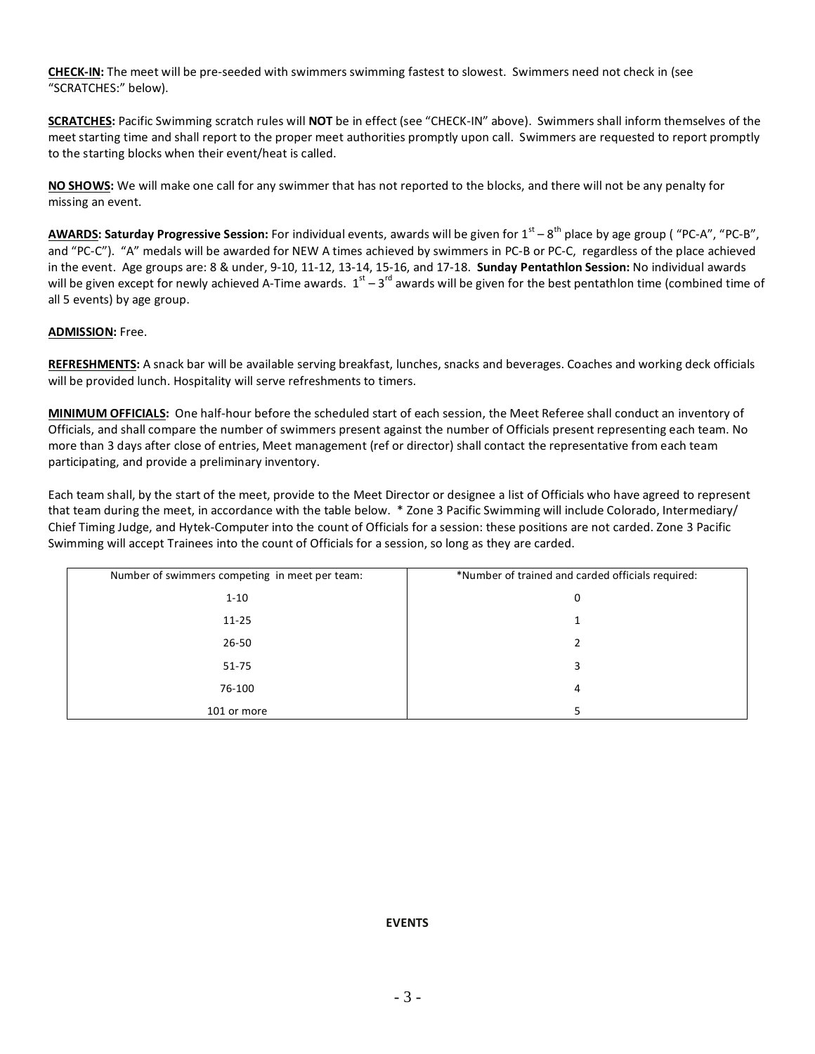**CHECK-IN:** The meet will be pre-seeded with swimmers swimming fastest to slowest. Swimmers need not check in (see "SCRATCHES:" below).

**SCRATCHES:** Pacific Swimming scratch rules will **NOT** be in effect (see "CHECK-IN" above). Swimmers shall inform themselves of the meet starting time and shall report to the proper meet authorities promptly upon call. Swimmers are requested to report promptly to the starting blocks when their event/heat is called.

**NO SHOWS:** We will make one call for any swimmer that has not reported to the blocks, and there will not be any penalty for missing an event.

**AWARDS: Saturday Progressive Session:** For individual events, awards will be given for 1st – 8th place by age group ( "PC-A", "PC-B", and "PC-C"). "A" medals will be awarded for NEW A times achieved by swimmers in PC-B or PC-C, regardless of the place achieved in the event. Age groups are: 8 & under, 9-10, 11-12, 13-14, 15-16, and 17-18. **Sunday Pentathlon Session:** No individual awards will be given except for newly achieved A-Time awards. 1st – 3rd awards will be given for the best pentathlon time (combined time of all 5 events) by age group.

**ADMISSION:** Free.

**REFRESHMENTS:** A snack bar will be available serving breakfast, lunches, snacks and beverages. Coaches and working deck officials will be provided lunch. Hospitality will serve refreshments to timers.

**MINIMUM OFFICIALS:** One half-hour before the scheduled start of each session, the Meet Referee shall conduct an inventory of Officials, and shall compare the number of swimmers present against the number of Officials present representing each team. No more than 3 days after close of entries, Meet management (ref or director) shall contact the representative from each team participating, and provide a preliminary inventory.

Each team shall, by the start of the meet, provide to the Meet Director or designee a list of Officials who have agreed to represent that team during the meet, in accordance with the table below. * Zone 3 Pacific Swimming will include Colorado, Intermediary/ Chief Timing Judge, and Hytek-Computer into the count of Officials for a session: these positions are not carded. Zone 3 Pacific Swimming will accept Trainees into the count of Officials for a session, so long as they are carded.

| Number of swimmers competing in meet per team: | *Number of trained and carded officials required: |
|---|---|
| 1-10 | 0 |
| 11-25 | 1 |
| 26-50 | 2 |
| 51-75 | 3 |
| 76-100 | 4 |
| 101 or more | 5 |

**EVENTS**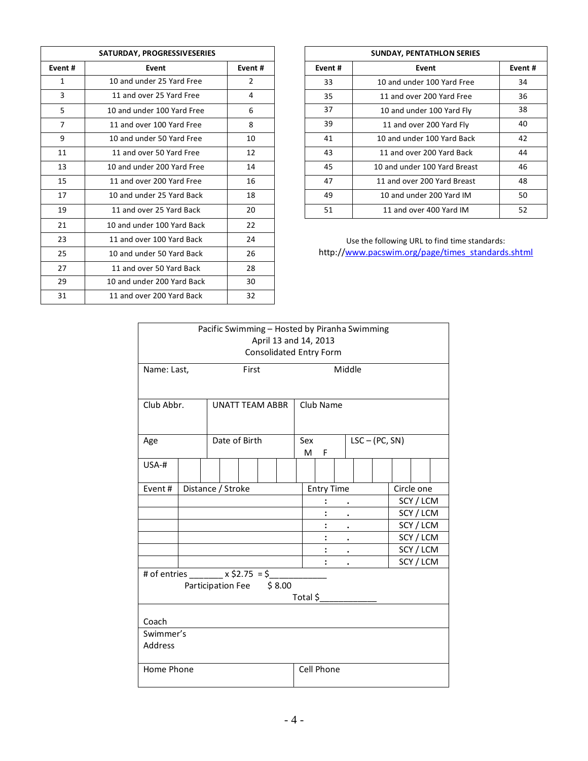| SATURDAY, PROGRESSIVESERIES | | |
|---|---|---|
| **Event #** | **Event** | **Event #** |
| 1 | 10 and under 25 Yard Free | 2 |
| 3 | 11 and over 25 Yard Free | 4 |
| 5 | 10 and under 100 Yard Free | 6 |
| 7 | 11 and over 100 Yard Free | 8 |
| 9 | 10 and under 50 Yard Free | 10 |
| 11 | 11 and over 50 Yard Free | 12 |
| 13 | 10 and under 200 Yard Free | 14 |
| 15 | 11 and over 200 Yard Free | 16 |
| 17 | 10 and under 25 Yard Back | 18 |
| 19 | 11 and over 25 Yard Back | 20 |
| 21 | 10 and under 100 Yard Back | 22 |
| 23 | 11 and over 100 Yard Back | 24 |
| 25 | 10 and under 50 Yard Back | 26 |
| 27 | 11 and over 50 Yard Back | 28 |
| 29 | 10 and under 200 Yard Back | 30 |
| 31 | 11 and over 200 Yard Back | 32 |

| SUNDAY, PENTATHLON SERIES | | |
|---|---|---|
| **Event #** | **Event** | **Event #** |
| 33 | 10 and under 100 Yard Free | 34 |
| 35 | 11 and over 200 Yard Free | 36 |
| 37 | 10 and under 100 Yard Fly | 38 |
| 39 | 11 and over 200 Yard Fly | 40 |
| 41 | 10 and under 100 Yard Back | 42 |
| 43 | 11 and over 200 Yard Back | 44 |
| 45 | 10 and under 100 Yard Breast | 46 |
| 47 | 11 and over 200 Yard Breast | 48 |
| 49 | 10 and under 200 Yard IM | 50 |
| 51 | 11 and over 400 Yard IM | 52 |

Use the following URL to find time standards:
http://www.pacswim.org/page/times_standards.shtml

Pacific Swimming – Hosted by Piranha Swimming
April 13 and 14, 2013
Consolidated Entry Form

| | | | |
|---|---|---|---|
| Name: Last, | First | Middle | |
| Club Abbr. | UNATT TEAM ABBR | Club Name | |
| Age | Date of Birth | Sex M F | LSC – (PC, SN) |
| USA-# | | | |

| Event # | Distance / Stroke | Entry Time | Circle one |
|---|---|---|---|
| | | : . | SCY / LCM |
| | | : . | SCY / LCM |
| | | : . | SCY / LCM |
| | | : . | SCY / LCM |
| | | : . | SCY / LCM |
| | | : . | SCY / LCM |

# of entries _______ x $2.75 = $___________

Participation Fee $ 8.00

Total $___________

| | |
|---|---|
| Coach | |
| Swimmer's Address | |
| Home Phone | Cell Phone |